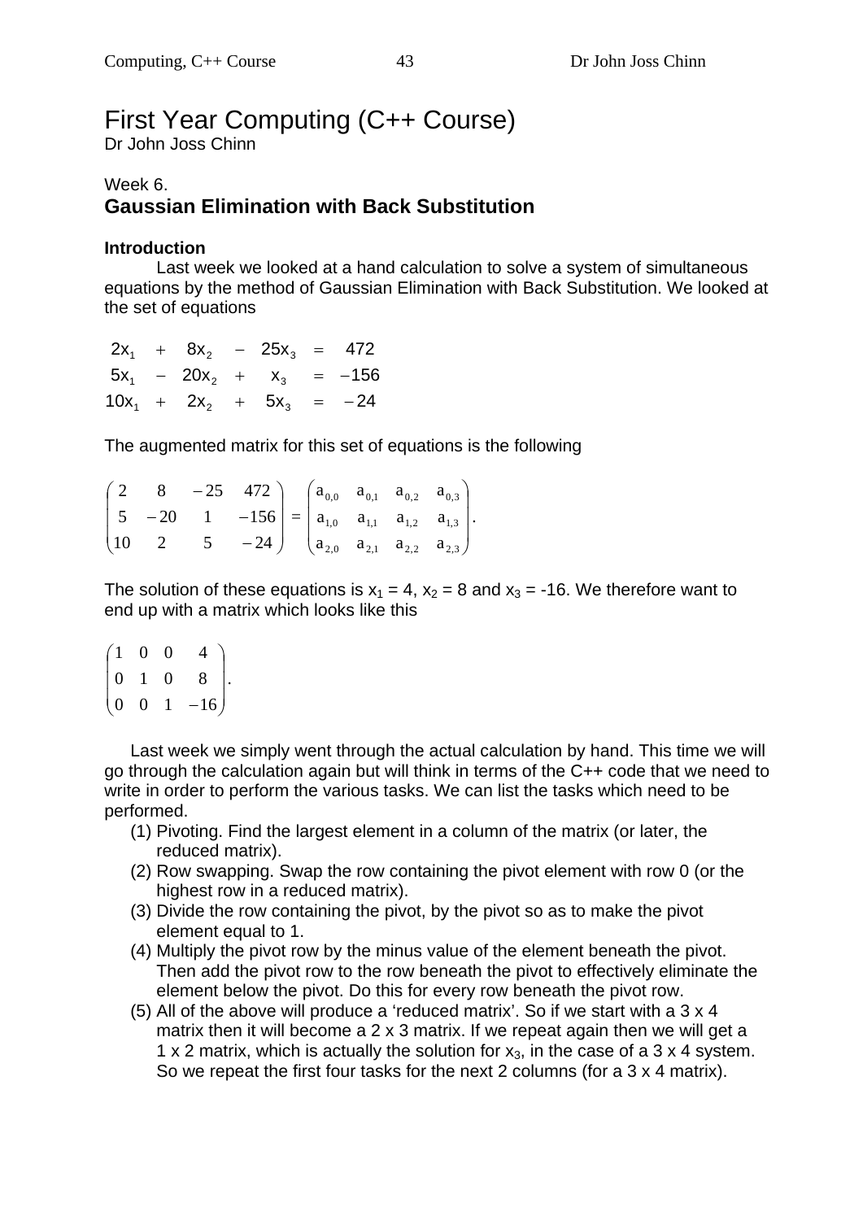# First Year Computing (C++ Course)

Dr John Joss Chinn

Week 6.

## Gaussian Elimination with Back Substitution

### Introduction

Last week we looked at a hand calculation to solve a system of simultaneous equations by the method of Gaussian Elimination with Back Substitution. We looked at the set of equations

$$
\begin{aligned}
2x_1 + 8x_2 - 25x_3 &= 472 \\
5x_1 - 20x_2 + x_3 &= -156 \\
10x_1 + 2x_2 + 5x_3 &= -24
\end{aligned}
$$

The augmented matrix for this set of equations is the following

$$
\begin{pmatrix} 2 & 8 & -25 & 472 \\ 5 & -20 & 1 & -156 \\ 10 & 2 & 5 & -24 \end{pmatrix} = \begin{pmatrix} a_{0,0} & a_{0,1} & a_{0,2} & a_{0,3} \\ a_{1,0} & a_{1,1} & a_{1,2} & a_{1,3} \\ a_{2,0} & a_{2,1} & a_{2,2} & a_{2,3} \end{pmatrix}.
$$

The solution of these equations is $x_1 = 4$, $x_2 = 8$ and $x_3 = -16$. We therefore want to end up with a matrix which looks like this

$$
\begin{pmatrix} 1 & 0 & 0 & 4 \\ 0 & 1 & 0 & 8 \\ 0 & 0 & 1 & -16 \end{pmatrix}.
$$

Last week we simply went through the actual calculation by hand. This time we will go through the calculation again but will think in terms of the C++ code that we need to write in order to perform the various tasks. We can list the tasks which need to be performed.

1. Pivoting. Find the largest element in a column of the matrix (or later, the reduced matrix).
2. Row swapping. Swap the row containing the pivot element with row 0 (or the highest row in a reduced matrix).
3. Divide the row containing the pivot, by the pivot so as to make the pivot element equal to 1.
4. Multiply the pivot row by the minus value of the element beneath the pivot. Then add the pivot row to the row beneath the pivot to effectively eliminate the element below the pivot. Do this for every row beneath the pivot row.
5. All of the above will produce a 'reduced matrix'. So if we start with a 3 x 4 matrix then it will become a 2 x 3 matrix. If we repeat again then we will get a 1 x 2 matrix, which is actually the solution for $x_3$, in the case of a 3 x 4 system. So we repeat the first four tasks for the next 2 columns (for a 3 x 4 matrix).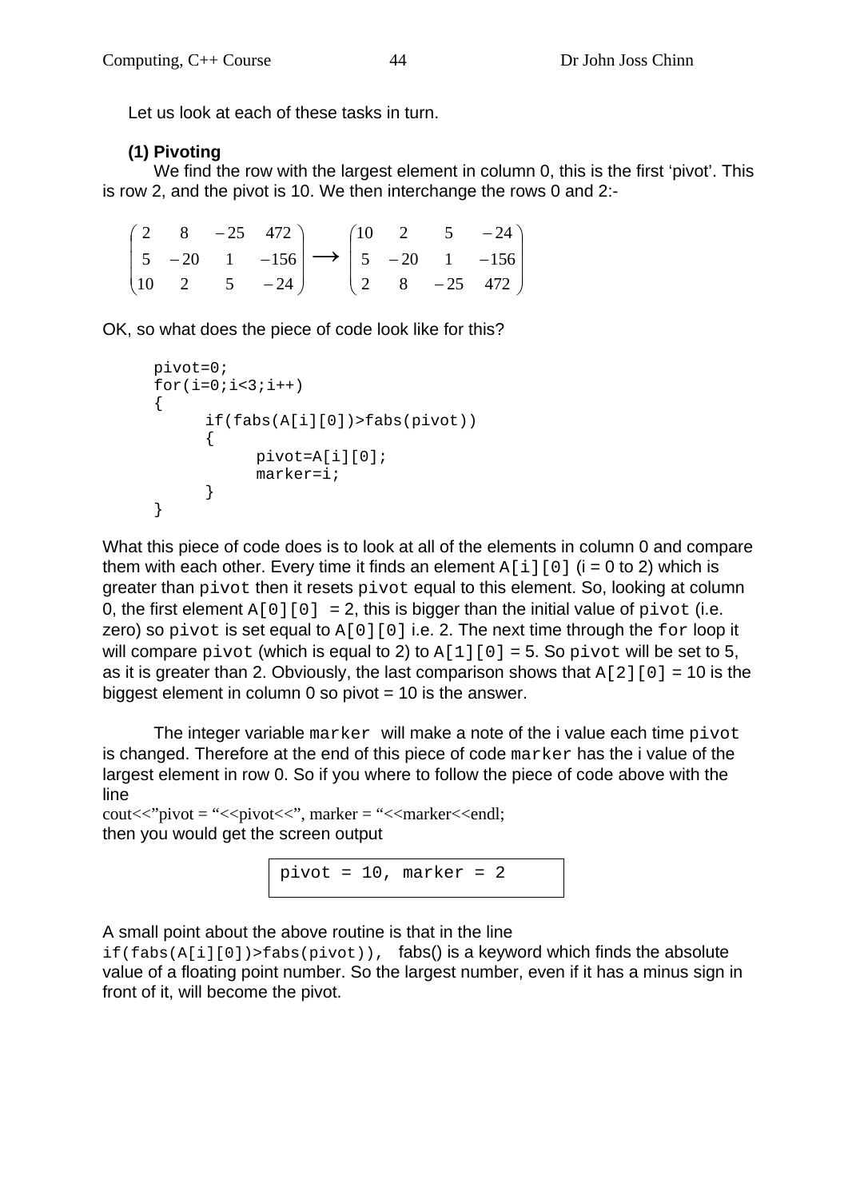Let us look at each of these tasks in turn.

**(1) Pivoting**

We find the row with the largest element in column 0, this is the first 'pivot'. This is row 2, and the pivot is 10. We then interchange the rows 0 and 2:-

$$\begin{pmatrix} 2 & 8 & -25 & 472 \\ 5 & -20 & 1 & -156 \\ 10 & 2 & 5 & -24 \end{pmatrix} \longrightarrow \begin{pmatrix} 10 & 2 & 5 & -24 \\ 5 & -20 & 1 & -156 \\ 2 & 8 & -25 & 472 \end{pmatrix}$$

OK, so what does the piece of code look like for this?

```
pivot=0;
for(i=0;i<3;i++)
{
      if(fabs(A[i][0])>fabs(pivot))
      {
            pivot=A[i][0];
            marker=i;
      }
}
```

What this piece of code does is to look at all of the elements in column 0 and compare them with each other. Every time it finds an element `A[i][0]` (i = 0 to 2) which is greater than `pivot` then it resets `pivot` equal to this element. So, looking at column 0, the first element `A[0][0]` = 2, this is bigger than the initial value of `pivot` (i.e. zero) so `pivot` is set equal to `A[0][0]` i.e. 2. The next time through the `for` loop it will compare `pivot` (which is equal to 2) to `A[1][0]` = 5. So `pivot` will be set to 5, as it is greater than 2. Obviously, the last comparison shows that `A[2][0]` = 10 is the biggest element in column 0 so pivot = 10 is the answer.

The integer variable `marker` will make a note of the i value each time `pivot` is changed. Therefore at the end of this piece of code `marker` has the i value of the largest element in row 0. So if you where to follow the piece of code above with the line

cout<<"pivot = "<<pivot<<", marker = "<<marker<<endl;

then you would get the screen output

```
pivot = 10, marker = 2
```

A small point about the above routine is that in the line `if(fabs(A[i][0])>fabs(pivot)),` fabs() is a keyword which finds the absolute value of a floating point number. So the largest number, even if it has a minus sign in front of it, will become the pivot.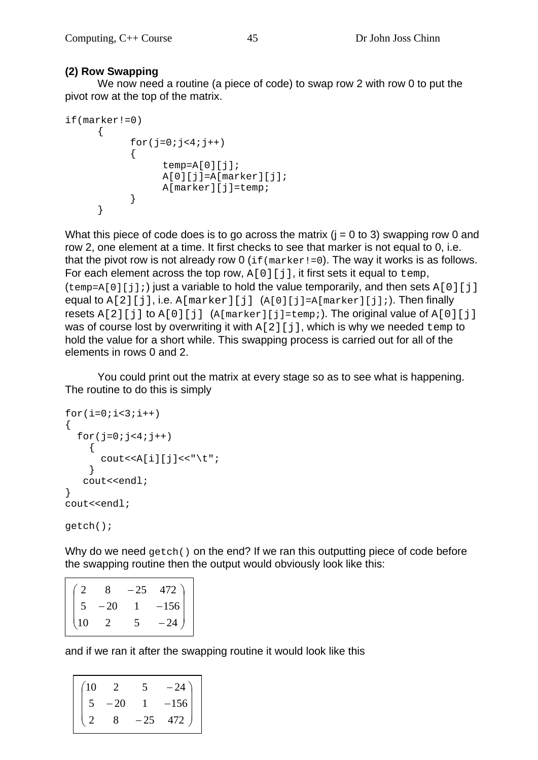**(2) Row Swapping**

We now need a routine (a piece of code) to swap row 2 with row 0 to put the pivot row at the top of the matrix.

```
if(marker!=0)
     {
          for(j=0;j<4;j++)
          {
               temp=A[0][j];
               A[0][j]=A[marker][j];
               A[marker][j]=temp;
          }
     }
```

What this piece of code does is to go across the matrix (j = 0 to 3) swapping row 0 and row 2, one element at a time. It first checks to see that marker is not equal to 0, i.e. that the pivot row is not already row 0 (`if(marker!=0)`). The way it works is as follows. For each element across the top row, `A[0][j]`, it first sets it equal to `temp`, (`temp=A[0][j];`) just a variable to hold the value temporarily, and then sets `A[0][j]` equal to `A[2][j]`, i.e. `A[marker][j]` (`A[0][j]=A[marker][j];`). Then finally resets `A[2][j]` to `A[0][j]` (`A[marker][j]=temp;`). The original value of `A[0][j]` was of course lost by overwriting it with `A[2][j]`, which is why we needed `temp` to hold the value for a short while. This swapping process is carried out for all of the elements in rows 0 and 2.

You could print out the matrix at every stage so as to see what is happening. The routine to do this is simply

```
for(i=0;i<3;i++)
{
  for(j=0;j<4;j++)
    {
      cout<<A[i][j]<<"\t";
    }
   cout<<endl;
}
cout<<endl;

getch();
```

Why do we need `getch()` on the end? If we ran this outputting piece of code before the swapping routine then the output would obviously look like this:

$$\begin{pmatrix} 2 & 8 & -25 & 472 \\ 5 & -20 & 1 & -156 \\ 10 & 2 & 5 & -24 \end{pmatrix}$$

and if we ran it after the swapping routine it would look like this

$$\begin{pmatrix} 10 & 2 & 5 & -24 \\ 5 & -20 & 1 & -156 \\ 2 & 8 & -25 & 472 \end{pmatrix}$$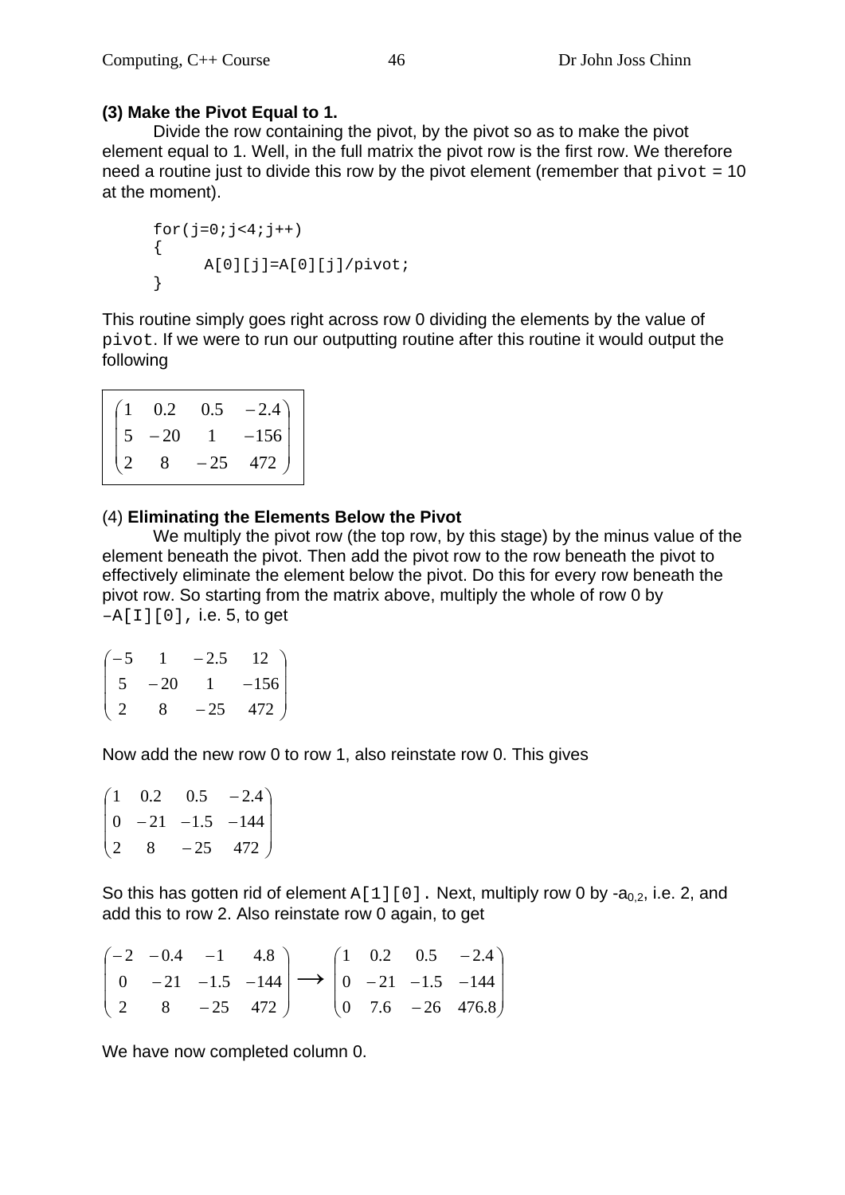**(3) Make the Pivot Equal to 1.**

Divide the row containing the pivot, by the pivot so as to make the pivot element equal to 1. Well, in the full matrix the pivot row is the first row. We therefore need a routine just to divide this row by the pivot element (remember that `pivot` = 10 at the moment).

```
for(j=0;j<4;j++)
{
      A[0][j]=A[0][j]/pivot;
}
```

This routine simply goes right across row 0 dividing the elements by the value of `pivot`. If we were to run our outputting routine after this routine it would output the following

$$\begin{pmatrix} 1 & 0.2 & 0.5 & -2.4 \\ 5 & -20 & 1 & -156 \\ 2 & 8 & -25 & 472 \end{pmatrix}$$

(4) **Eliminating the Elements Below the Pivot**

We multiply the pivot row (the top row, by this stage) by the minus value of the element beneath the pivot. Then add the pivot row to the row beneath the pivot to effectively eliminate the element below the pivot. Do this for every row beneath the pivot row. So starting from the matrix above, multiply the whole of row 0 by `–A[I][0],` i.e. 5, to get

$$\begin{pmatrix} -5 & 1 & -2.5 & 12 \\ 5 & -20 & 1 & -156 \\ 2 & 8 & -25 & 472 \end{pmatrix}$$

Now add the new row 0 to row 1, also reinstate row 0. This gives

$$\begin{pmatrix} 1 & 0.2 & 0.5 & -2.4 \\ 0 & -21 & -1.5 & -144 \\ 2 & 8 & -25 & 472 \end{pmatrix}$$

So this has gotten rid of element `A[1][0].` Next, multiply row 0 by $-a_{0,2}$, i.e. 2, and add this to row 2. Also reinstate row 0 again, to get

$$\begin{pmatrix} -2 & -0.4 & -1 & 4.8 \\ 0 & -21 & -1.5 & -144 \\ 2 & 8 & -25 & 472 \end{pmatrix} \longrightarrow \begin{pmatrix} 1 & 0.2 & 0.5 & -2.4 \\ 0 & -21 & -1.5 & -144 \\ 0 & 7.6 & -26 & 476.8 \end{pmatrix}$$

We have now completed column 0.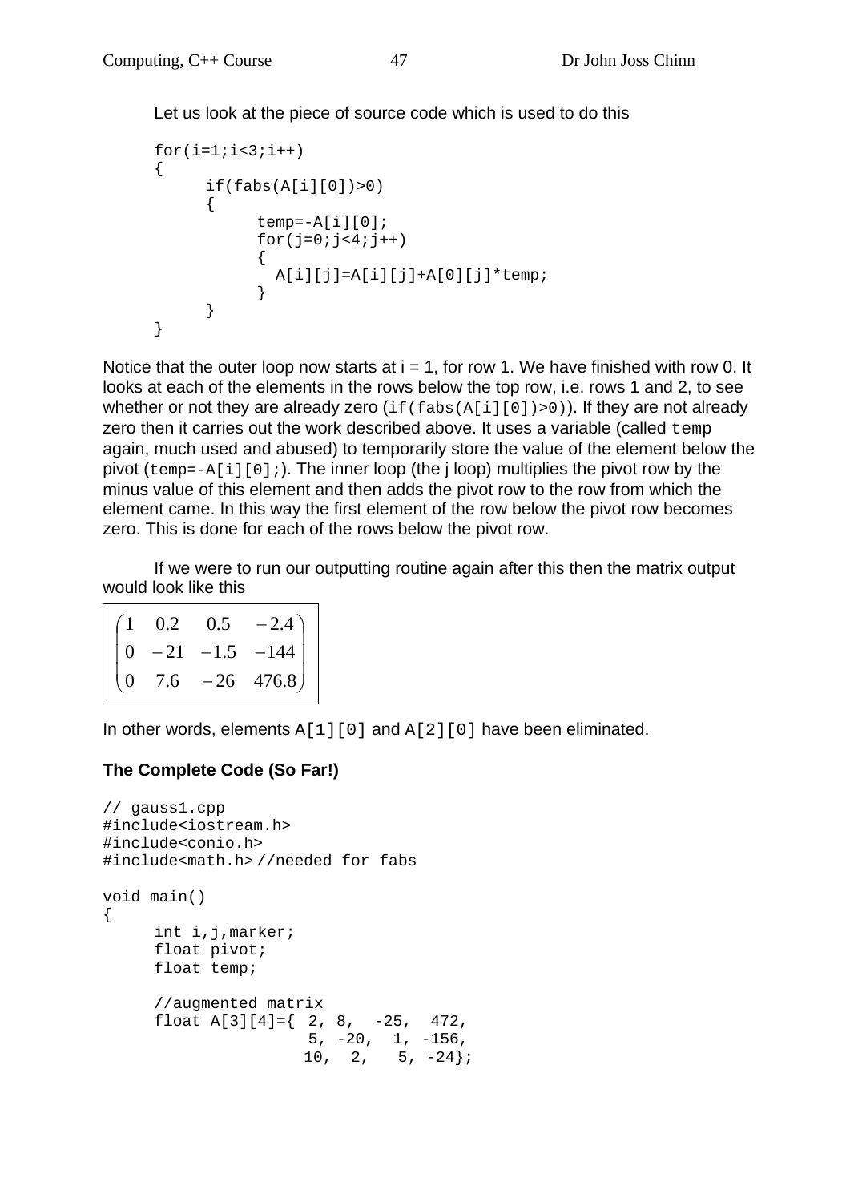Let us look at the piece of source code which is used to do this

```
for(i=1;i<3;i++)
{
      if(fabs(A[i][0])>0)
      {
            temp=-A[i][0];
            for(j=0;j<4;j++)
            {
              A[i][j]=A[i][j]+A[0][j]*temp;
            }
      }
}
```

Notice that the outer loop now starts at i = 1, for row 1. We have finished with row 0. It looks at each of the elements in the rows below the top row, i.e. rows 1 and 2, to see whether or not they are already zero (`if(fabs(A[i][0])>0)`). If they are not already zero then it carries out the work described above. It uses a variable (called `temp` again, much used and abused) to temporarily store the value of the element below the pivot (`temp=-A[i][0];`). The inner loop (the j loop) multiplies the pivot row by the minus value of this element and then adds the pivot row to the row from which the element came. In this way the first element of the row below the pivot row becomes zero. This is done for each of the rows below the pivot row.

If we were to run our outputting routine again after this then the matrix output would look like this

$$\begin{pmatrix} 1 & 0.2 & 0.5 & -2.4 \\ 0 & -21 & -1.5 & -144 \\ 0 & 7.6 & -26 & 476.8 \end{pmatrix}$$

In other words, elements `A[1][0]` and `A[2][0]` have been eliminated.

**The Complete Code (So Far!)**

```
// gauss1.cpp
#include<iostream.h>
#include<conio.h>
#include<math.h> //needed for fabs

void main()
{
      int i,j,marker;
      float pivot;
      float temp;

      //augmented matrix
      float A[3][4]={ 2, 8,  -25,  472,
                      5, -20,  1, -156,
                     10,  2,   5, -24};
```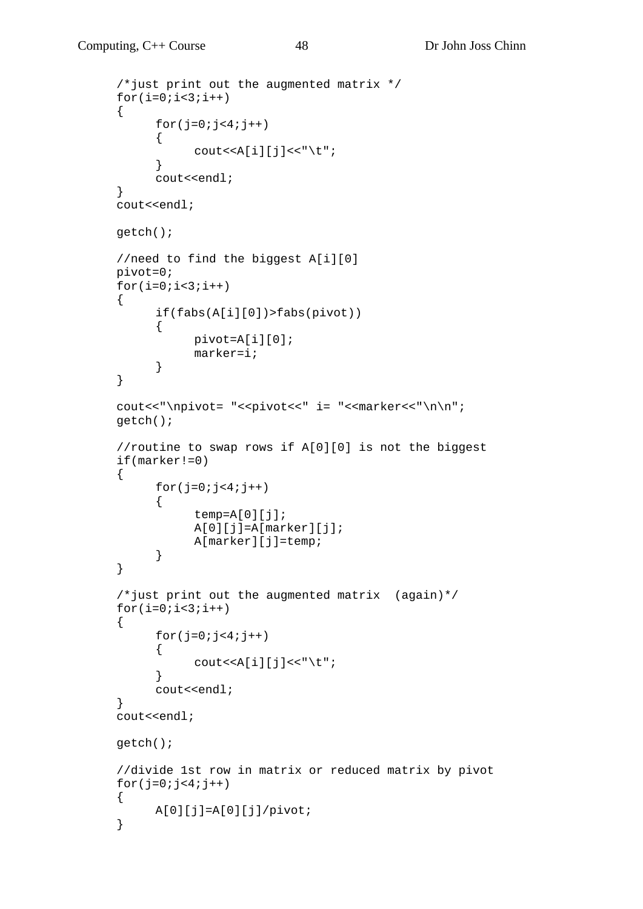```
/*just print out the augmented matrix */
for(i=0;i<3;i++)
{
     for(j=0;j<4;j++)
     {
          cout<<A[i][j]<<"\t";
     }
     cout<<endl;
}
cout<<endl;

getch();

//need to find the biggest A[i][0]
pivot=0;
for(i=0;i<3;i++)
{
     if(fabs(A[i][0])>fabs(pivot))
     {
          pivot=A[i][0];
          marker=i;
     }
}

cout<<"\npivot= "<<pivot<<" i= "<<marker<<"\n\n";
getch();

//routine to swap rows if A[0][0] is not the biggest
if(marker!=0)
{
     for(j=0;j<4;j++)
     {
          temp=A[0][j];
          A[0][j]=A[marker][j];
          A[marker][j]=temp;
     }
}

/*just print out the augmented matrix  (again)*/
for(i=0;i<3;i++)
{
     for(j=0;j<4;j++)
     {
          cout<<A[i][j]<<"\t";
     }
     cout<<endl;
}
cout<<endl;

getch();

//divide 1st row in matrix or reduced matrix by pivot
for(j=0;j<4;j++)
{
     A[0][j]=A[0][j]/pivot;
}
```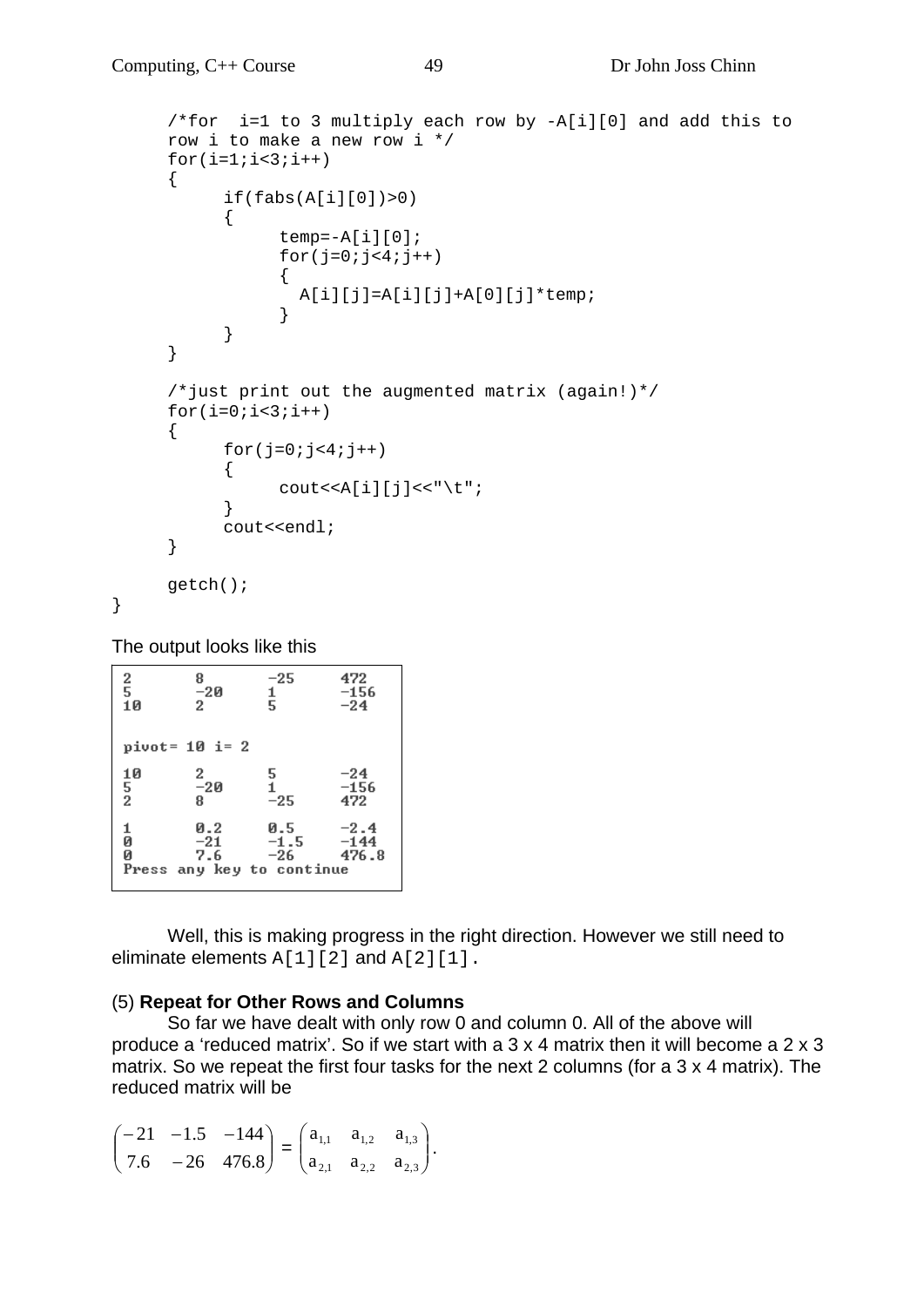```
    /*for  i=1 to 3 multiply each row by -A[i][0] and add this to
    row i to make a new row i */
    for(i=1;i<3;i++)
    {
          if(fabs(A[i][0])>0)
          {
                temp=-A[i][0];
                for(j=0;j<4;j++)
                {
                  A[i][j]=A[i][j]+A[0][j]*temp;
                }
          }
    }

    /*just print out the augmented matrix (again!)*/
    for(i=0;i<3;i++)
    {
          for(j=0;j<4;j++)
          {
                cout<<A[i][j]<<"\t";
          }
          cout<<endl;
    }

    getch();
}
```

The output looks like this

```
2       8       -25     472
5       -20     1       -156
10      2       5       -24


pivot= 10 i= 2

10      2       5       -24
5       -20     1       -156
2       8       -25     472

1       0.2     0.5     -2.4
0       -21     -1.5    -144
0       7.6     -26     476.8
Press any key to continue
```

Well, this is making progress in the right direction. However we still need to eliminate elements A[1][2] and A[2][1].

(5) **Repeat for Other Rows and Columns**

So far we have dealt with only row 0 and column 0. All of the above will produce a 'reduced matrix'. So if we start with a 3 x 4 matrix then it will become a 2 x 3 matrix. So we repeat the first four tasks for the next 2 columns (for a 3 x 4 matrix). The reduced matrix will be

$$\begin{pmatrix} -21 & -1.5 & -144 \\ 7.6 & -26 & 476.8 \end{pmatrix} = \begin{pmatrix} a_{1,1} & a_{1,2} & a_{1,3} \\ a_{2,1} & a_{2,2} & a_{2,3} \end{pmatrix}.$$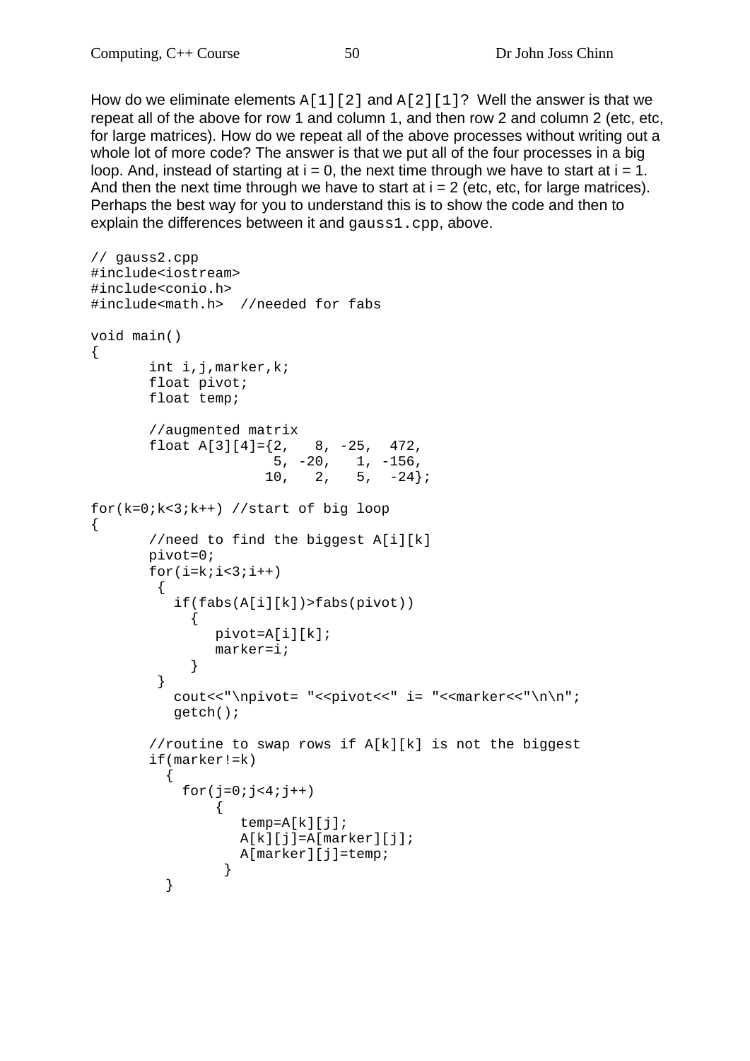How do we eliminate elements `A[1][2]` and `A[2][1]`? Well the answer is that we repeat all of the above for row 1 and column 1, and then row 2 and column 2 (etc, etc, for large matrices). How do we repeat all of the above processes without writing out a whole lot of more code? The answer is that we put all of the four processes in a big loop. And, instead of starting at i = 0, the next time through we have to start at i = 1. And then the next time through we have to start at i = 2 (etc, etc, for large matrices). Perhaps the best way for you to understand this is to show the code and then to explain the differences between it and `gauss1.cpp`, above.

```
// gauss2.cpp
#include<iostream>
#include<conio.h>
#include<math.h>  //needed for fabs

void main()
{
       int i,j,marker,k;
       float pivot;
       float temp;

       //augmented matrix
       float A[3][4]={2,   8, -25,  472,
                      5, -20,   1, -156,
                     10,   2,   5,  -24};

for(k=0;k<3;k++) //start of big loop
{
       //need to find the biggest A[i][k]
       pivot=0;
       for(i=k;i<3;i++)
        {
          if(fabs(A[i][k])>fabs(pivot))
            {
               pivot=A[i][k];
               marker=i;
            }
        }
          cout<<"\npivot= "<<pivot<<" i= "<<marker<<"\n\n";
          getch();

       //routine to swap rows if A[k][k] is not the biggest
       if(marker!=k)
         {
           for(j=0;j<4;j++)
                {
                   temp=A[k][j];
                   A[k][j]=A[marker][j];
                   A[marker][j]=temp;
                 }
         }
```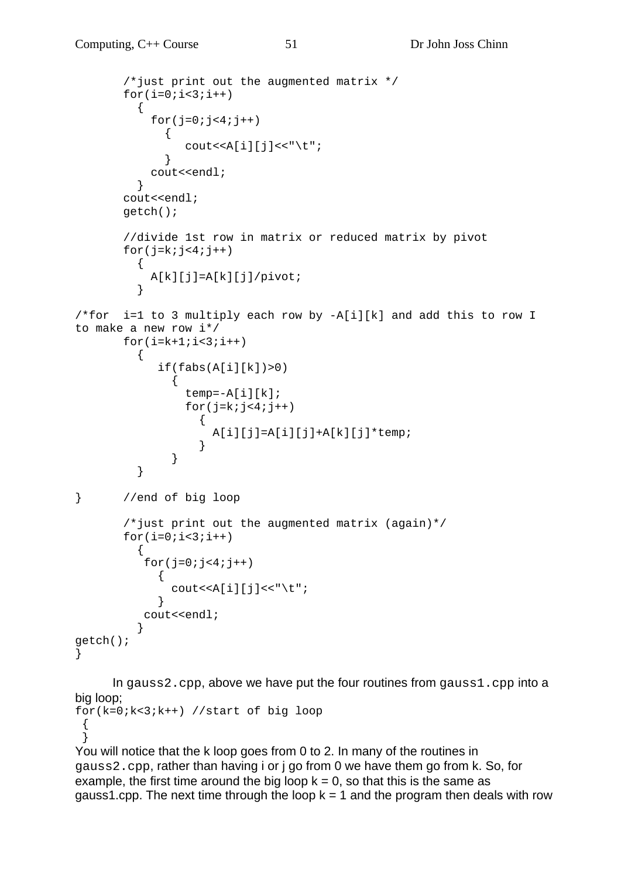```
        /*just print out the augmented matrix */
        for(i=0;i<3;i++)
          {
            for(j=0;j<4;j++)
              {
                 cout<<A[i][j]<<"\t";
              }
            cout<<endl;
          }
        cout<<endl;
        getch();

        //divide 1st row in matrix or reduced matrix by pivot
        for(j=k;j<4;j++)
          {
            A[k][j]=A[k][j]/pivot;
          }

/*for  i=1 to 3 multiply each row by -A[i][k] and add this to row I
to make a new row i*/
        for(i=k+1;i<3;i++)
          {
             if(fabs(A[i][k])>0)
               {
                 temp=-A[i][k];
                 for(j=k;j<4;j++)
                   {
                     A[i][j]=A[i][j]+A[k][j]*temp;
                   }
               }
          }

}       //end of big loop

        /*just print out the augmented matrix (again)*/
        for(i=0;i<3;i++)
          {
           for(j=0;j<4;j++)
             {
               cout<<A[i][j]<<"\t";
             }
           cout<<endl;
          }
getch();
}
```

In `gauss2.cpp`, above we have put the four routines from `gauss1.cpp` into a big loop;

```
for(k=0;k<3;k++) //start of big loop
 {
 }
```

You will notice that the k loop goes from 0 to 2. In many of the routines in `gauss2.cpp`, rather than having i or j go from 0 we have them go from k. So, for example, the first time around the big loop k = 0, so that this is the same as gauss1.cpp. The next time through the loop k = 1 and the program then deals with row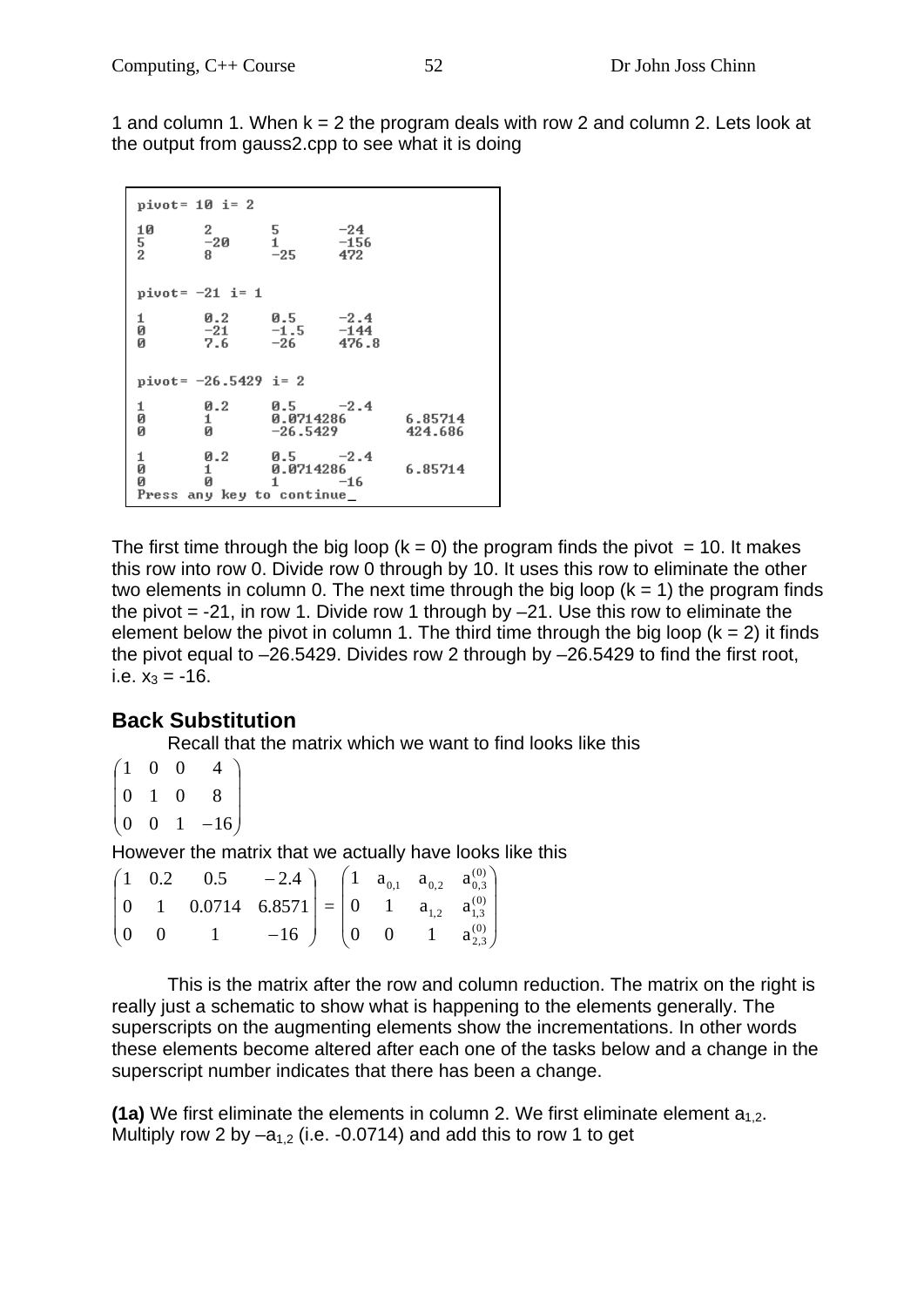1 and column 1. When k = 2 the program deals with row 2 and column 2. Lets look at the output from gauss2.cpp to see what it is doing

```
pivot= 10 i= 2

10      2       5       -24
5       -20     1       -156
2       8       -25     472


pivot= -21 i= 1

1       0.2     0.5     -2.4
0       -21     -1.5    -144
0       7.6     -26     476.8


pivot= -26.5429 i= 2

1       0.2     0.5     -2.4
0       1       0.0714286       6.85714
0       0       -26.5429        424.686

1       0.2     0.5     -2.4
0       1       0.0714286       6.85714
0       0       1       -16
Press any key to continue_
```

The first time through the big loop (k = 0) the program finds the pivot = 10. It makes this row into row 0. Divide row 0 through by 10. It uses this row to eliminate the other two elements in column 0. The next time through the big loop (k = 1) the program finds the pivot = -21, in row 1. Divide row 1 through by –21. Use this row to eliminate the element below the pivot in column 1. The third time through the big loop (k = 2) it finds the pivot equal to –26.5429. Divides row 2 through by –26.5429 to find the first root, i.e. $x_3$ = -16.

## Back Substitution

Recall that the matrix which we want to find looks like this

$$\begin{pmatrix} 1 & 0 & 0 & 4 \\ 0 & 1 & 0 & 8 \\ 0 & 0 & 1 & -16 \end{pmatrix}$$

However the matrix that we actually have looks like this

$$\begin{pmatrix} 1 & 0.2 & 0.5 & -2.4 \\ 0 & 1 & 0.0714 & 6.8571 \\ 0 & 0 & 1 & -16 \end{pmatrix} = \begin{pmatrix} 1 & a_{0,1} & a_{0,2} & a_{0,3}^{(0)} \\ 0 & 1 & a_{1,2} & a_{1,3}^{(0)} \\ 0 & 0 & 1 & a_{2,3}^{(0)} \end{pmatrix}$$

This is the matrix after the row and column reduction. The matrix on the right is really just a schematic to show what is happening to the elements generally. The superscripts on the augmenting elements show the incrementations. In other words these elements become altered after each one of the tasks below and a change in the superscript number indicates that there has been a change.

**(1a)** We first eliminate the elements in column 2. We first eliminate element $a_{1,2}$. Multiply row 2 by $-a_{1,2}$ (i.e. -0.0714) and add this to row 1 to get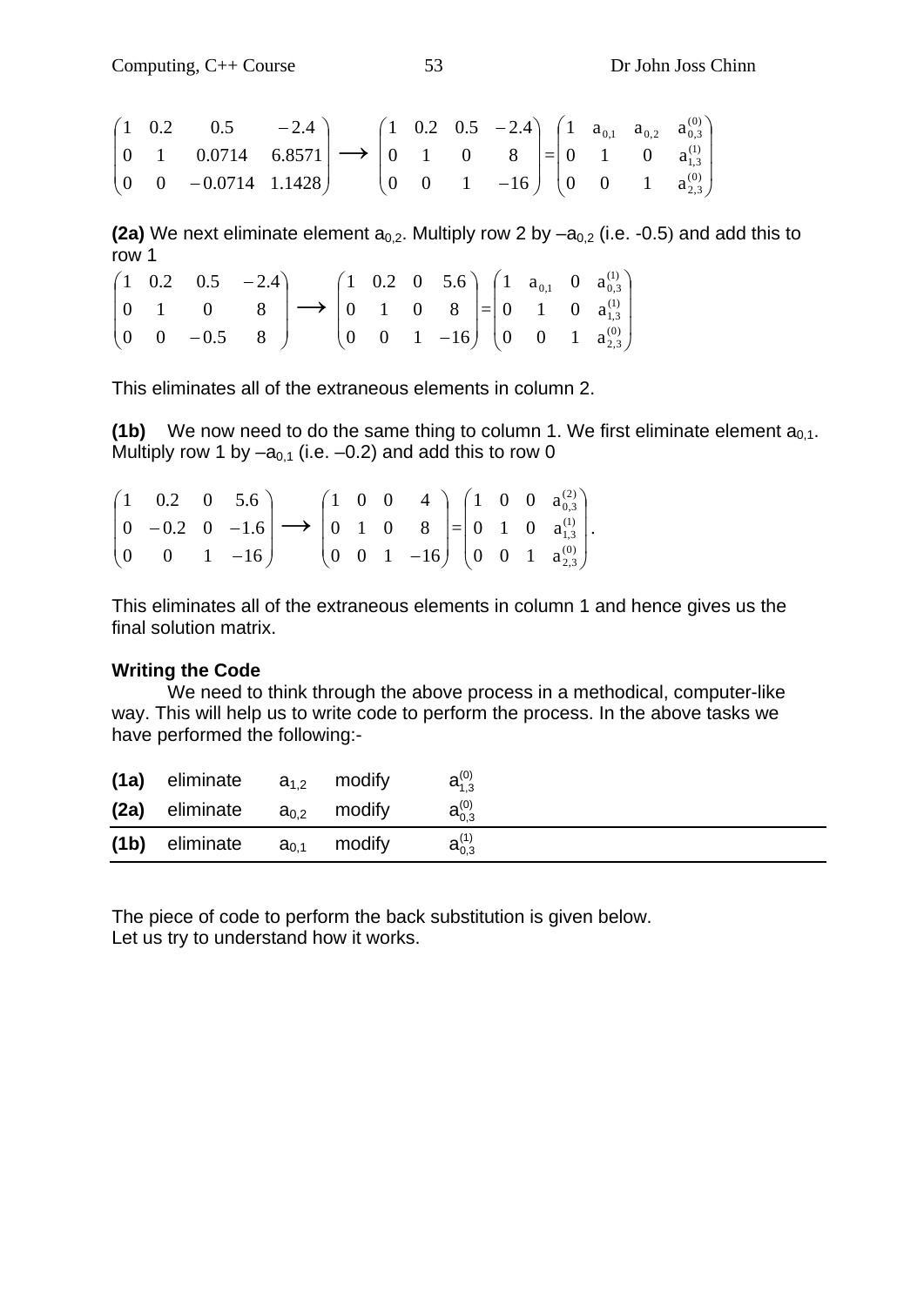$$\begin{pmatrix} 1 & 0.2 & 0.5 & -2.4 \\ 0 & 1 & 0.0714 & 6.8571 \\ 0 & 0 & -0.0714 & 1.1428 \end{pmatrix} \longrightarrow \begin{pmatrix} 1 & 0.2 & 0.5 & -2.4 \\ 0 & 1 & 0 & 8 \\ 0 & 0 & 1 & -16 \end{pmatrix} = \begin{pmatrix} 1 & a_{0,1} & a_{0,2} & a_{0,3}^{(0)} \\ 0 & 1 & 0 & a_{1,3}^{(1)} \\ 0 & 0 & 1 & a_{2,3}^{(0)} \end{pmatrix}$$

**(2a)** We next eliminate element $a_{0,2}$. Multiply row 2 by $-a_{0,2}$ (i.e. -0.5) and add this to row 1

$$\begin{pmatrix} 1 & 0.2 & 0.5 & -2.4 \\ 0 & 1 & 0 & 8 \\ 0 & 0 & -0.5 & 8 \end{pmatrix} \longrightarrow \begin{pmatrix} 1 & 0.2 & 0 & 5.6 \\ 0 & 1 & 0 & 8 \\ 0 & 0 & 1 & -16 \end{pmatrix} = \begin{pmatrix} 1 & a_{0,1} & 0 & a_{0,3}^{(1)} \\ 0 & 1 & 0 & a_{1,3}^{(1)} \\ 0 & 0 & 1 & a_{2,3}^{(0)} \end{pmatrix}$$

This eliminates all of the extraneous elements in column 2.

**(1b)** We now need to do the same thing to column 1. We first eliminate element $a_{0,1}$. Multiply row 1 by $-a_{0,1}$ (i.e. $-0.2$) and add this to row 0

$$\begin{pmatrix} 1 & 0.2 & 0 & 5.6 \\ 0 & -0.2 & 0 & -1.6 \\ 0 & 0 & 1 & -16 \end{pmatrix} \longrightarrow \begin{pmatrix} 1 & 0 & 0 & 4 \\ 0 & 1 & 0 & 8 \\ 0 & 0 & 1 & -16 \end{pmatrix} = \begin{pmatrix} 1 & 0 & 0 & a_{0,3}^{(2)} \\ 0 & 1 & 0 & a_{1,3}^{(1)} \\ 0 & 0 & 1 & a_{2,3}^{(0)} \end{pmatrix}.$$

This eliminates all of the extraneous elements in column 1 and hence gives us the final solution matrix.

### Writing the Code

We need to think through the above process in a methodical, computer-like way. This will help us to write code to perform the process. In the above tasks we have performed the following:-

| | | | | |
|---|---|---|---|---|
| **(1a)** | eliminate | $a_{1,2}$ | modify | $a_{1,3}^{(0)}$ |
| **(2a)** | eliminate | $a_{0,2}$ | modify | $a_{0,3}^{(0)}$ |
| **(1b)** | eliminate | $a_{0,1}$ | modify | $a_{0,3}^{(1)}$ |

The piece of code to perform the back substitution is given below.
Let us try to understand how it works.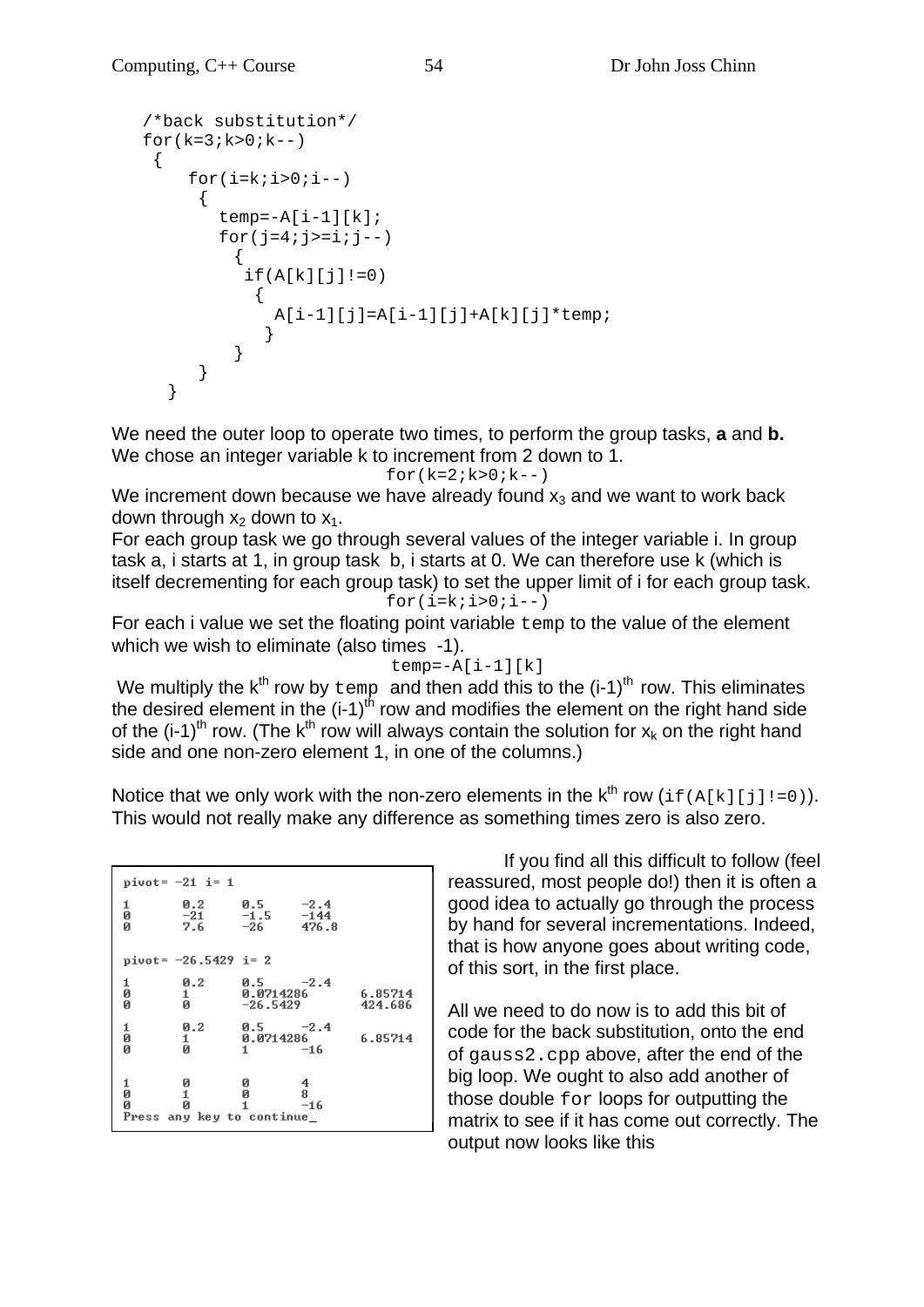```
/*back substitution*/
for(k=3;k>0;k--)
 {
    for(i=k;i>0;i--)
     {
       temp=-A[i-1][k];
       for(j=4;j>=i;j--)
         {
          if(A[k][j]!=0)
           {
             A[i-1][j]=A[i-1][j]+A[k][j]*temp;
            }
         }
     }
  }
```

We need the outer loop to operate two times, to perform the group tasks, **a** and **b.** We chose an integer variable k to increment from 2 down to 1.

```
for(k=2;k>0;k--)
```

We increment down because we have already found $x_3$ and we want to work back down through $x_2$ down to $x_1$.

For each group task we go through several values of the integer variable i. In group task a, i starts at 1, in group task b, i starts at 0. We can therefore use k (which is itself decrementing for each group task) to set the upper limit of i for each group task.

```
for(i=k;i>0;i--)
```

For each i value we set the floating point variable `temp` to the value of the element which we wish to eliminate (also times -1).

```
temp=-A[i-1][k]
```

We multiply the $k^{th}$ row by `temp` and then add this to the $(i-1)^{th}$ row. This eliminates the desired element in the $(i-1)^{th}$ row and modifies the element on the right hand side of the $(i-1)^{th}$ row. (The $k^{th}$ row will always contain the solution for $x_k$ on the right hand side and one non-zero element 1, in one of the columns.)

Notice that we only work with the non-zero elements in the $k^{th}$ row (`if(A[k][j]!=0)`). This would not really make any difference as something times zero is also zero.

```
pivot= -21 i= 1

1       0.2     0.5     -2.4
0       -21     -1.5    -144
0       7.6     -26     476.8


pivot= -26.5429 i= 2

1       0.2     0.5     -2.4
0       1       0.0714286       6.85714
0       0       -26.5429        424.686

1       0.2     0.5     -2.4
0       1       0.0714286       6.85714
0       0       1       -16


1       0       0       4
0       1       0       8
0       0       1       -16
Press any key to continue_
```

If you find all this difficult to follow (feel reassured, most people do!) then it is often a good idea to actually go through the process by hand for several incrementations. Indeed, that is how anyone goes about writing code, of this sort, in the first place.

All we need to do now is to add this bit of code for the back substitution, onto the end of `gauss2.cpp` above, after the end of the big loop. We ought to also add another of those double `for` loops for outputting the matrix to see if it has come out correctly. The output now looks like this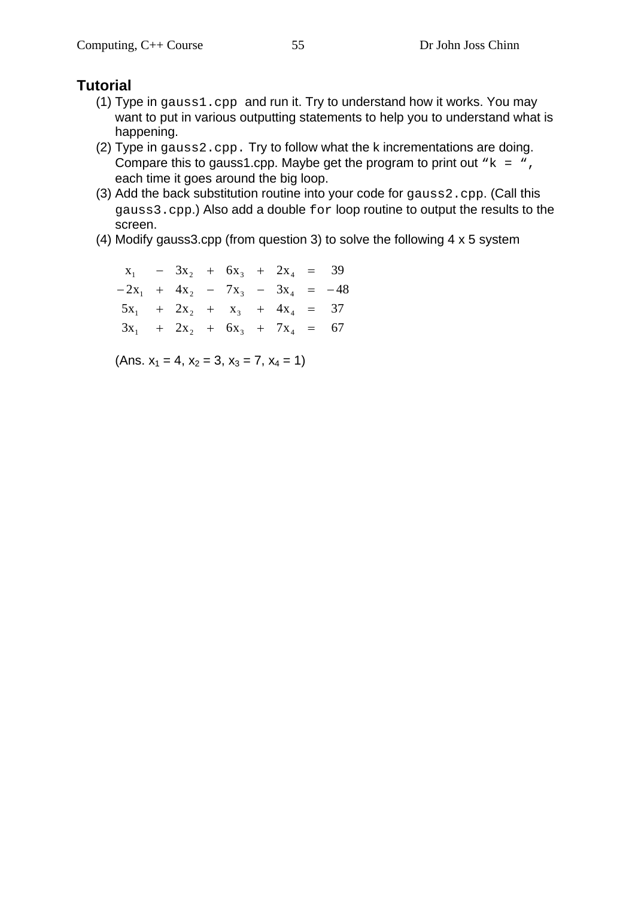## Tutorial

(1) Type in `gauss1.cpp` and run it. Try to understand how it works. You may want to put in various outputting statements to help you to understand what is happening.

(2) Type in `gauss2.cpp.` Try to follow what the k incrementations are doing. Compare this to gauss1.cpp. Maybe get the program to print out `"k = ",` each time it goes around the big loop.

(3) Add the back substitution routine into your code for `gauss2.cpp`. (Call this `gauss3.cpp`.) Also add a double `for` loop routine to output the results to the screen.

(4) Modify gauss3.cpp (from question 3) to solve the following 4 x 5 system

$$
\begin{array}{rcrcrcrcr}
x_1 & - & 3x_2 & + & 6x_3 & + & 2x_4 & = & 39 \\
-2x_1 & + & 4x_2 & - & 7x_3 & - & 3x_4 & = & -48 \\
5x_1 & + & 2x_2 & + & x_3 & + & 4x_4 & = & 37 \\
3x_1 & + & 2x_2 & + & 6x_3 & + & 7x_4 & = & 67
\end{array}
$$

(Ans. $x_1 = 4$, $x_2 = 3$, $x_3 = 7$, $x_4 = 1$)